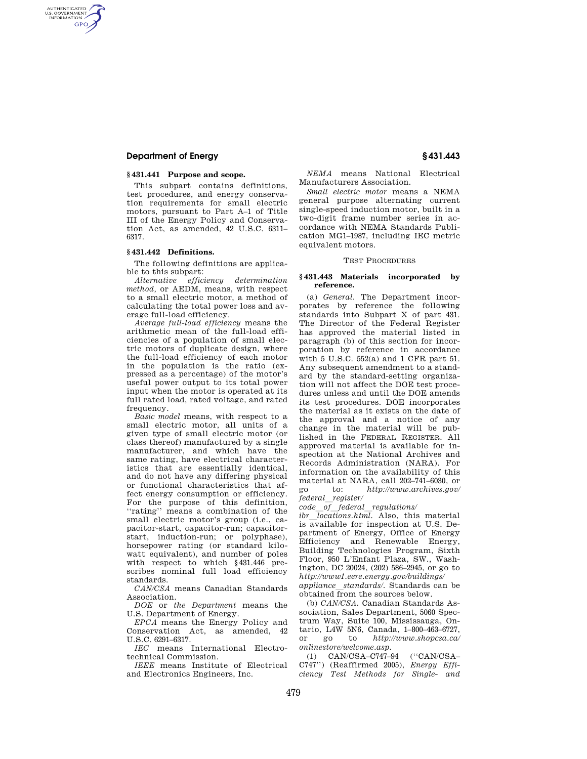## § 431.441 Purpose and scope.

This subpart contains definitions, test procedures, and energy conservation requirements for small electric motors, pursuant to Part A–1 of Title III of the Energy Policy and Conservation Act, as amended, 42 U.S.C. 6311–6317.

## § 431.442 Definitions.

The following definitions are applicable to this subpart:

*Alternative efficiency determination method,* or AEDM, means, with respect to a small electric motor, a method of calculating the total power loss and average full-load efficiency.

*Average full-load efficiency* means the arithmetic mean of the full-load efficiencies of a population of small electric motors of duplicate design, where the full-load efficiency of each motor in the population is the ratio (expressed as a percentage) of the motor's useful power output to its total power input when the motor is operated at its full rated load, rated voltage, and rated frequency.

*Basic model* means, with respect to a small electric motor, all units of a given type of small electric motor (or class thereof) manufactured by a single manufacturer, and which have the same rating, have electrical characteristics that are essentially identical, and do not have any differing physical or functional characteristics that affect energy consumption or efficiency. For the purpose of this definition, ''rating'' means a combination of the small electric motor's group (i.e., capacitor-start, capacitor-run; capacitor-start, induction-run; or polyphase), horsepower rating (or standard kilowatt equivalent), and number of poles with respect to which § 431.446 prescribes nominal full load efficiency standards.

*CAN/CSA* means Canadian Standards Association.

*DOE* or *the Department* means the U.S. Department of Energy.

*EPCA* means the Energy Policy and Conservation Act, as amended, 42 U.S.C. 6291–6317.

*IEC* means International Electrotechnical Commission.

*IEEE* means Institute of Electrical and Electronics Engineers, Inc.

*NEMA* means National Electrical Manufacturers Association.

*Small electric motor* means a NEMA general purpose alternating current single-speed induction motor, built in a two-digit frame number series in accordance with NEMA Standards Publication MG1–1987, including IEC metric equivalent motors.

TEST PROCEDURES

## § 431.443 Materials incorporated by reference.

(a) *General.* The Department incorporates by reference the following standards into Subpart X of part 431. The Director of the Federal Register has approved the material listed in paragraph (b) of this section for incorporation by reference in accordance with 5 U.S.C. 552(a) and 1 CFR part 51. Any subsequent amendment to a standard by the standard-setting organization will not affect the DOE test procedures unless and until the DOE amends its test procedures. DOE incorporates the material as it exists on the date of the approval and a notice of any change in the material will be published in the FEDERAL REGISTER. All approved material is available for inspection at the National Archives and Records Administration (NARA). For information on the availability of this material at NARA, call 202–741–6030, or go to: *http://www.archives.gov/federal_register/code_of_federal_regulations/ibr_locations.html.* Also, this material is available for inspection at U.S. Department of Energy, Office of Energy Efficiency and Renewable Energy, Building Technologies Program, Sixth Floor, 950 L'Enfant Plaza, SW., Washington, DC 20024, (202) 586–2945, or go to *http://www1.eere.energy.gov/buildings/appliance_standards/.* Standards can be obtained from the sources below.

(b) *CAN/CSA.* Canadian Standards Association, Sales Department, 5060 Spectrum Way, Suite 100, Mississauga, Ontario, L4W 5N6, Canada, 1–800–463–6727, or go to *http://www.shopcsa.ca/onlinestore/welcome.asp.*

(1) CAN/CSA–C747–94 (''CAN/CSA–C747'') (Reaffirmed 2005), *Energy Efficiency Test Methods for Single- and*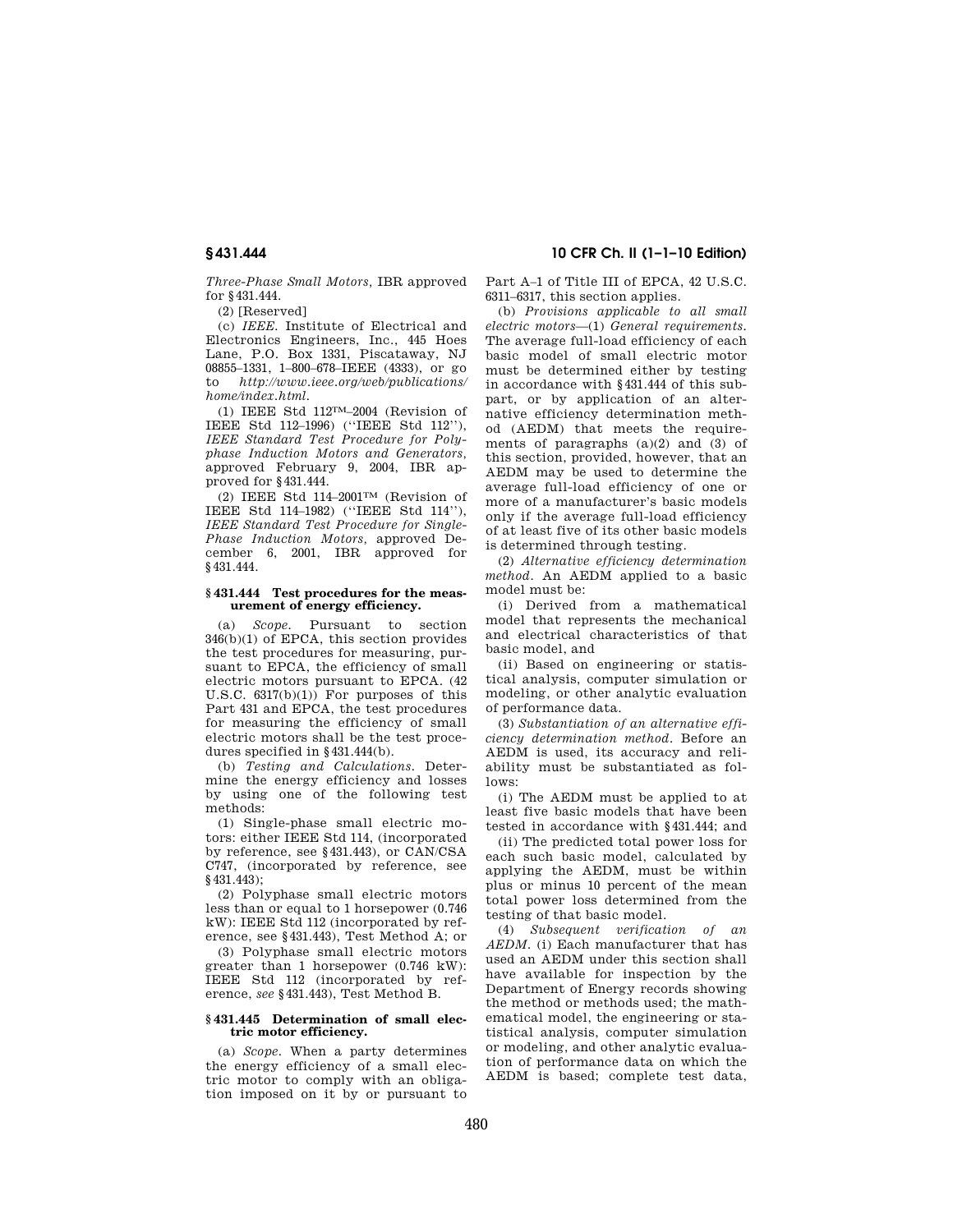*Three-Phase Small Motors,* IBR approved for §431.444.

(2) [Reserved]

(c) *IEEE.* Institute of Electrical and Electronics Engineers, Inc., 445 Hoes Lane, P.O. Box 1331, Piscataway, NJ 08855–1331, 1–800–678–IEEE (4333), or go to *http://www.ieee.org/web/publications/home/index.html.*

(1) IEEE Std 112™–2004 (Revision of IEEE Std 112–1996) (''IEEE Std 112''), *IEEE Standard Test Procedure for Polyphase Induction Motors and Generators,* approved February 9, 2004, IBR approved for §431.444.

(2) IEEE Std 114–2001™ (Revision of IEEE Std 114–1982) (''IEEE Std 114''), *IEEE Standard Test Procedure for Single-Phase Induction Motors,* approved December 6, 2001, IBR approved for §431.444.

### §431.444 Test procedures for the measurement of energy efficiency.

(a) *Scope.* Pursuant to section 346(b)(1) of EPCA, this section provides the test procedures for measuring, pursuant to EPCA, the efficiency of small electric motors pursuant to EPCA. (42 U.S.C. 6317(b)(1)) For purposes of this Part 431 and EPCA, the test procedures for measuring the efficiency of small electric motors shall be the test procedures specified in §431.444(b).

(b) *Testing and Calculations.* Determine the energy efficiency and losses by using one of the following test methods:

(1) Single-phase small electric motors: either IEEE Std 114, (incorporated by reference, see §431.443), or CAN/CSA C747, (incorporated by reference, see §431.443);

(2) Polyphase small electric motors less than or equal to 1 horsepower (0.746 kW): IEEE Std 112 (incorporated by reference, see §431.443), Test Method A; or

(3) Polyphase small electric motors greater than 1 horsepower (0.746 kW): IEEE Std 112 (incorporated by reference, *see* §431.443), Test Method B.

### §431.445 Determination of small electric motor efficiency.

(a) *Scope.* When a party determines the energy efficiency of a small electric motor to comply with an obligation imposed on it by or pursuant to Part A–1 of Title III of EPCA, 42 U.S.C. 6311–6317, this section applies.

(b) *Provisions applicable to all small electric motors*—(1) *General requirements.* The average full-load efficiency of each basic model of small electric motor must be determined either by testing in accordance with §431.444 of this subpart, or by application of an alternative efficiency determination method (AEDM) that meets the requirements of paragraphs (a)(2) and (3) of this section, provided, however, that an AEDM may be used to determine the average full-load efficiency of one or more of a manufacturer's basic models only if the average full-load efficiency of at least five of its other basic models is determined through testing.

(2) *Alternative efficiency determination method.* An AEDM applied to a basic model must be:

(i) Derived from a mathematical model that represents the mechanical and electrical characteristics of that basic model, and

(ii) Based on engineering or statistical analysis, computer simulation or modeling, or other analytic evaluation of performance data.

(3) *Substantiation of an alternative efficiency determination method.* Before an AEDM is used, its accuracy and reliability must be substantiated as follows:

(i) The AEDM must be applied to at least five basic models that have been tested in accordance with §431.444; and

(ii) The predicted total power loss for each such basic model, calculated by applying the AEDM, must be within plus or minus 10 percent of the mean total power loss determined from the testing of that basic model.

(4) *Subsequent verification of an AEDM.* (i) Each manufacturer that has used an AEDM under this section shall have available for inspection by the Department of Energy records showing the method or methods used; the mathematical model, the engineering or statistical analysis, computer simulation or modeling, and other analytic evaluation of performance data on which the AEDM is based; complete test data,